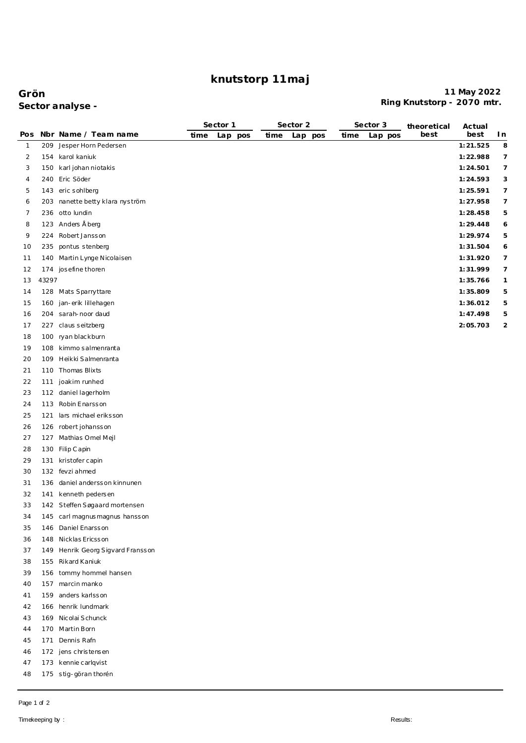# knutstorp 11maj

**Grön**
**Sector analyse -**

**11 May 2022**
**Ring Knutstorp - 2070 mtr.**

| Pos | Nbr | Name / Team name | Sector 1 time | Sector 1 Lap | Sector 1 pos | Sector 2 time | Sector 2 Lap | Sector 2 pos | Sector 3 time | Sector 3 Lap | Sector 3 pos | theoretical best | Actual best | In |
|---|---|---|---|---|---|---|---|---|---|---|---|---|---|---|
| 1 | 209 | Jesper Horn Pedersen | | | | | | | | | | | 1:21.525 | 8 |
| 2 | 154 | karol kaniuk | | | | | | | | | | | 1:22.988 | 7 |
| 3 | 150 | karl johan niotakis | | | | | | | | | | | 1:24.501 | 7 |
| 4 | 240 | Eric Söder | | | | | | | | | | | 1:24.593 | 3 |
| 5 | 143 | eric sohlberg | | | | | | | | | | | 1:25.591 | 7 |
| 6 | 203 | nanette betty klara nyström | | | | | | | | | | | 1:27.958 | 7 |
| 7 | 236 | otto lundin | | | | | | | | | | | 1:28.458 | 5 |
| 8 | 123 | Anders Åberg | | | | | | | | | | | 1:29.448 | 6 |
| 9 | 224 | Robert Jansson | | | | | | | | | | | 1:29.974 | 5 |
| 10 | 235 | pontus stenberg | | | | | | | | | | | 1:31.504 | 6 |
| 11 | 140 | Martin Lynge Nicolaisen | | | | | | | | | | | 1:31.920 | 7 |
| 12 | 174 | josefine thoren | | | | | | | | | | | 1:31.999 | 7 |
| 13 | 43297 | | | | | | | | | | | | 1:35.766 | 1 |
| 14 | 128 | Mats Sparryttare | | | | | | | | | | | 1:35.809 | 5 |
| 15 | 160 | jan-erik lillehagen | | | | | | | | | | | 1:36.012 | 5 |
| 16 | 204 | sarah-noor daud | | | | | | | | | | | 1:47.498 | 5 |
| 17 | 227 | claus seitzberg | | | | | | | | | | | 2:05.703 | 2 |
| 18 | 100 | ryan blackburn | | | | | | | | | | | | |
| 19 | 108 | kimmo salmenranta | | | | | | | | | | | | |
| 20 | 109 | Heikki Salmenranta | | | | | | | | | | | | |
| 21 | 110 | Thomas Blixts | | | | | | | | | | | | |
| 22 | 111 | joakim runhed | | | | | | | | | | | | |
| 23 | 112 | daniel lagerholm | | | | | | | | | | | | |
| 24 | 113 | Robin Enarsson | | | | | | | | | | | | |
| 25 | 121 | lars michael eriksson | | | | | | | | | | | | |
| 26 | 126 | robert johansson | | | | | | | | | | | | |
| 27 | 127 | Mathias Omel Mejl | | | | | | | | | | | | |
| 28 | 130 | Filip Capin | | | | | | | | | | | | |
| 29 | 131 | kristofer capin | | | | | | | | | | | | |
| 30 | 132 | fevzi ahmed | | | | | | | | | | | | |
| 31 | 136 | daniel andersson kinnunen | | | | | | | | | | | | |
| 32 | 141 | kenneth pedersen | | | | | | | | | | | | |
| 33 | 142 | Steffen Søgaard mortensen | | | | | | | | | | | | |
| 34 | 145 | carl magnus magnus hansson | | | | | | | | | | | | |
| 35 | 146 | Daniel Enarsson | | | | | | | | | | | | |
| 36 | 148 | Nicklas Ericsson | | | | | | | | | | | | |
| 37 | 149 | Henrik Georg Sigvard Fransson | | | | | | | | | | | | |
| 38 | 155 | Rikard Kaniuk | | | | | | | | | | | | |
| 39 | 156 | tommy hommel hansen | | | | | | | | | | | | |
| 40 | 157 | marcin manko | | | | | | | | | | | | |
| 41 | 159 | anders karlsson | | | | | | | | | | | | |
| 42 | 166 | henrik lundmark | | | | | | | | | | | | |
| 43 | 169 | Nicolai Schunck | | | | | | | | | | | | |
| 44 | 170 | Martin Born | | | | | | | | | | | | |
| 45 | 171 | Dennis Rafn | | | | | | | | | | | | |
| 46 | 172 | jens christensen | | | | | | | | | | | | |
| 47 | 173 | kennie carlqvist | | | | | | | | | | | | |
| 48 | 175 | stig-göran thorén | | | | | | | | | | | | |

Timekeeping by :

Results: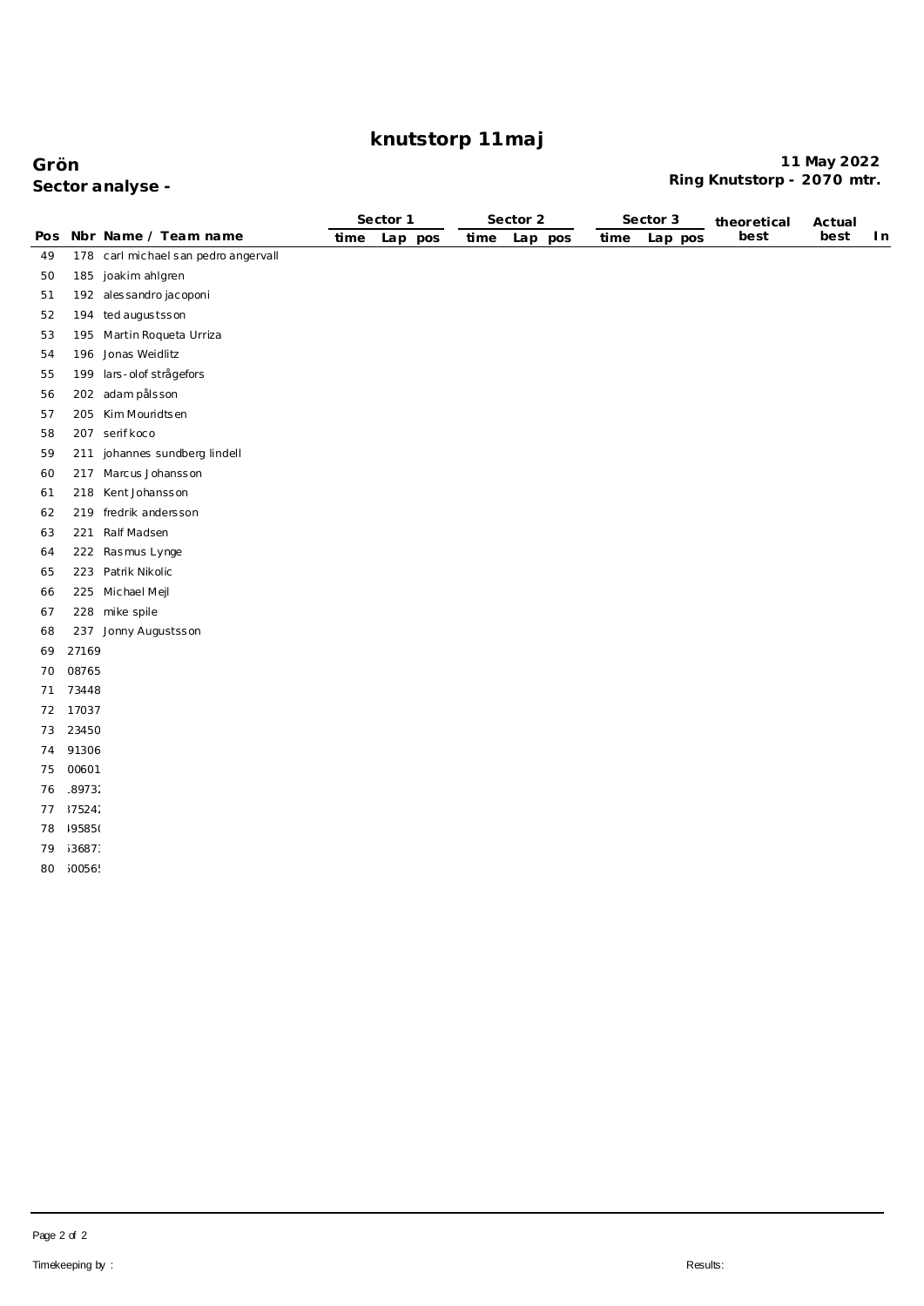# knutstorp 11maj

**Grön**

**Sector analyse -**

**11 May 2022**

**Ring Knutstorp - 2070 mtr.**

| | | | Sector 1 | | | Sector 2 | | | Sector 3 | | | theoretical | Actual | |
|---|---|---|---|---|---|---|---|---|---|---|---|---|---|---|
| Pos | Nbr | Name / Team name | time | Lap | pos | time | Lap | pos | time | Lap | pos | best | best | In |
| 49 | 178 | carl michael san pedro angervall | | | | | | | | | | | | |
| 50 | 185 | joakim ahlgren | | | | | | | | | | | | |
| 51 | 192 | alessandro jacoponi | | | | | | | | | | | | |
| 52 | 194 | ted augustsson | | | | | | | | | | | | |
| 53 | 195 | Martin Roqueta Urriza | | | | | | | | | | | | |
| 54 | 196 | Jonas Weidlitz | | | | | | | | | | | | |
| 55 | 199 | lars-olof strågefors | | | | | | | | | | | | |
| 56 | 202 | adam pålsson | | | | | | | | | | | | |
| 57 | 205 | Kim Mouridtsen | | | | | | | | | | | | |
| 58 | 207 | serif koco | | | | | | | | | | | | |
| 59 | 211 | johannes sundberg lindell | | | | | | | | | | | | |
| 60 | 217 | Marcus Johansson | | | | | | | | | | | | |
| 61 | 218 | Kent Johansson | | | | | | | | | | | | |
| 62 | 219 | fredrik andersson | | | | | | | | | | | | |
| 63 | 221 | Ralf Madsen | | | | | | | | | | | | |
| 64 | 222 | Rasmus Lynge | | | | | | | | | | | | |
| 65 | 223 | Patrik Nikolic | | | | | | | | | | | | |
| 66 | 225 | Michael Mejl | | | | | | | | | | | | |
| 67 | 228 | mike spile | | | | | | | | | | | | |
| 68 | 237 | Jonny Augustsson | | | | | | | | | | | | |
| 69 | 27169 | | | | | | | | | | | | | |
| 70 | 08765 | | | | | | | | | | | | | |
| 71 | 73448 | | | | | | | | | | | | | |
| 72 | 17037 | | | | | | | | | | | | | |
| 73 | 23450 | | | | | | | | | | | | | |
| 74 | 91306 | | | | | | | | | | | | | |
| 75 | 00601 | | | | | | | | | | | | | |
| 76 | .8973: | | | | | | | | | | | | | |
| 77 | 37524: | | | | | | | | | | | | | |
| 78 | 49585( | | | | | | | | | | | | | |
| 79 | 53687: | | | | | | | | | | | | | |
| 80 | 50056! | | | | | | | | | | | | | |

Timekeeping by :

Results: